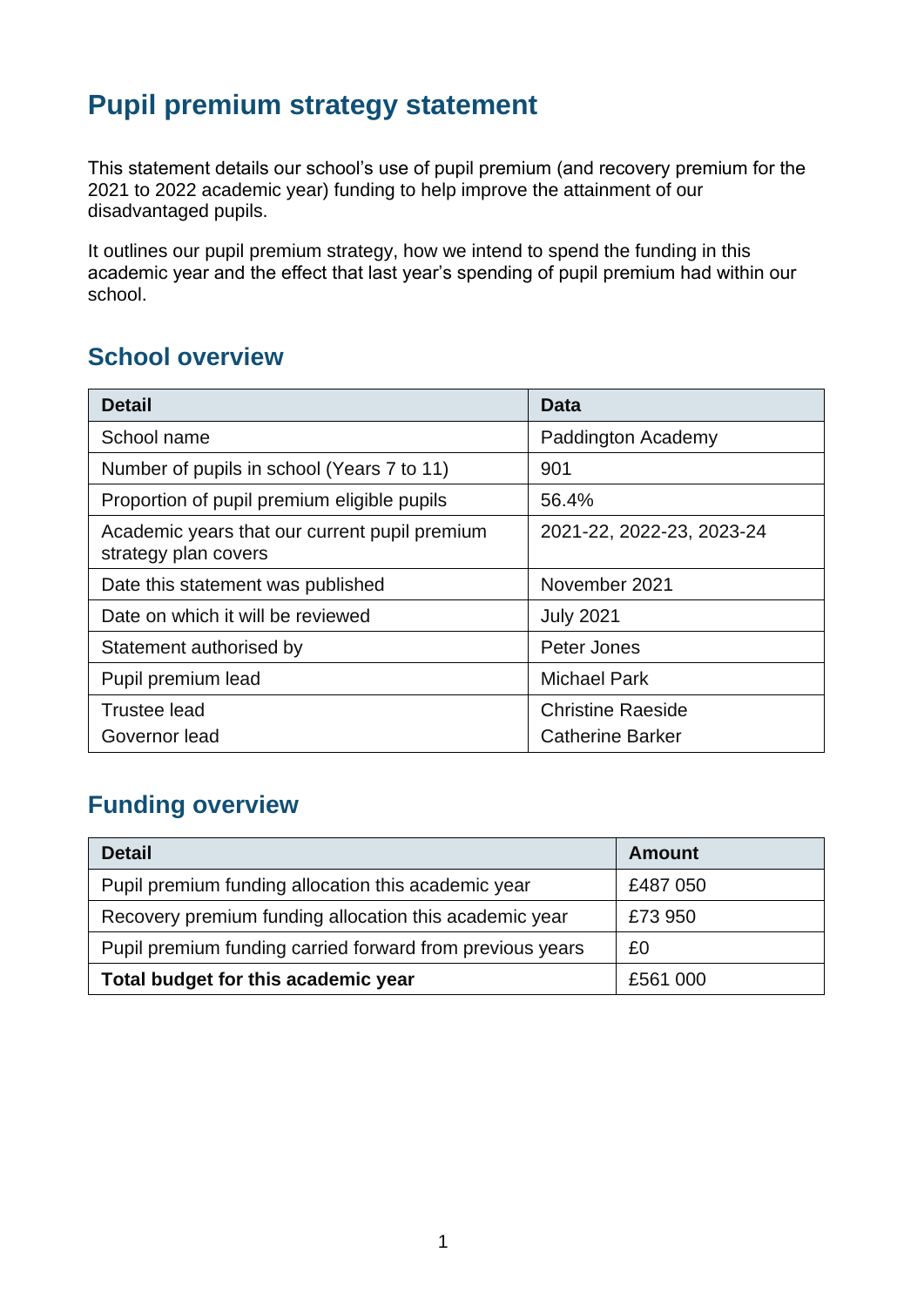# Pupil premium strategy statement

This statement details our school's use of pupil premium (and recovery premium for the 2021 to 2022 academic year) funding to help improve the attainment of our disadvantaged pupils.

It outlines our pupil premium strategy, how we intend to spend the funding in this academic year and the effect that last year's spending of pupil premium had within our school.

## School overview

| Detail | Data |
|---|---|
| School name | Paddington Academy |
| Number of pupils in school (Years 7 to 11) | 901 |
| Proportion of pupil premium eligible pupils | 56.4% |
| Academic years that our current pupil premium strategy plan covers | 2021-22, 2022-23, 2023-24 |
| Date this statement was published | November 2021 |
| Date on which it will be reviewed | July 2021 |
| Statement authorised by | Peter Jones |
| Pupil premium lead | Michael Park |
| Trustee lead<br>Governor lead | Christine Raeside<br>Catherine Barker |

## Funding overview

| Detail | Amount |
|---|---|
| Pupil premium funding allocation this academic year | £487 050 |
| Recovery premium funding allocation this academic year | £73 950 |
| Pupil premium funding carried forward from previous years | £0 |
| **Total budget for this academic year** | £561 000 |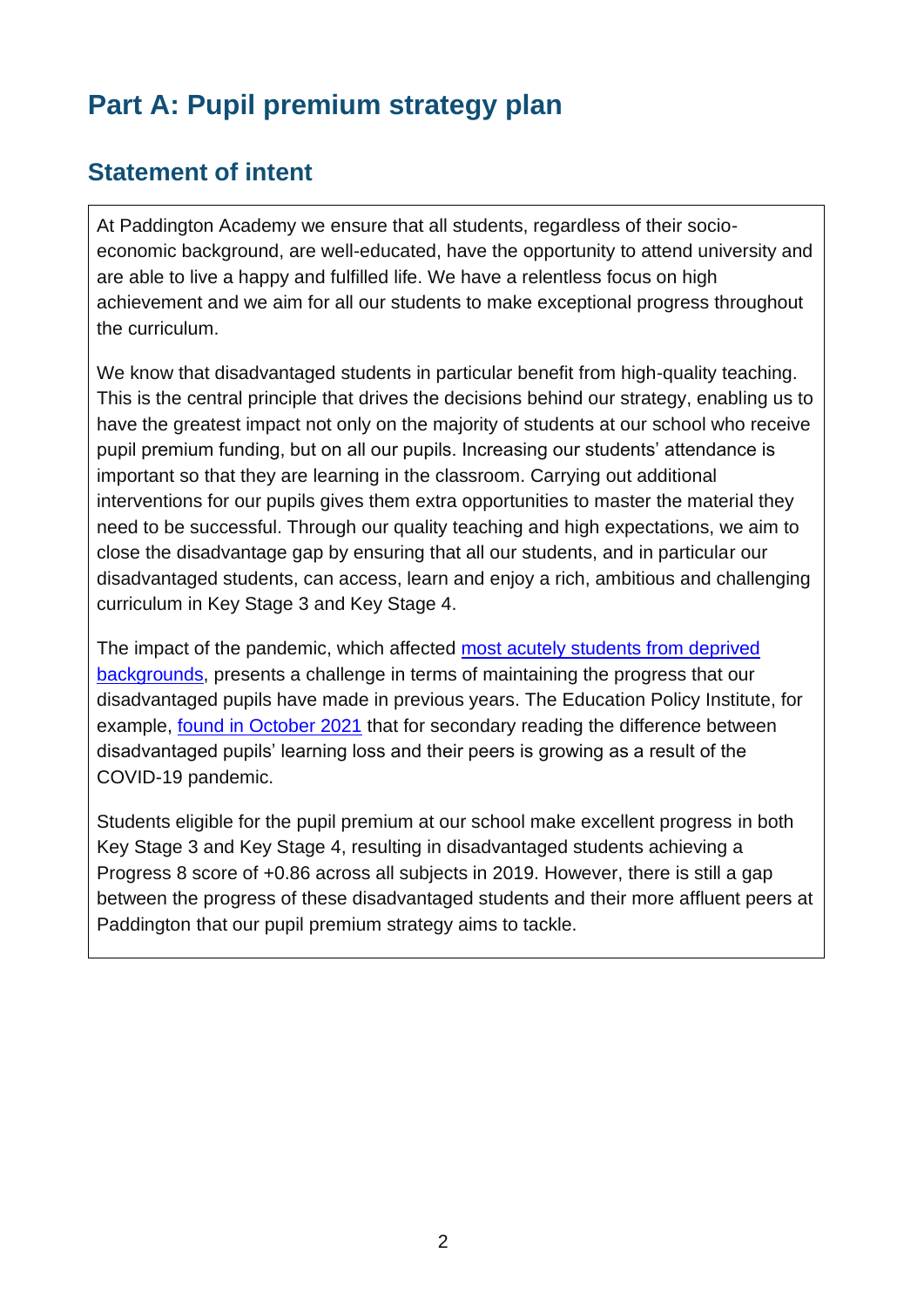# Part A: Pupil premium strategy plan

## Statement of intent

At Paddington Academy we ensure that all students, regardless of their socio-economic background, are well-educated, have the opportunity to attend university and are able to live a happy and fulfilled life. We have a relentless focus on high achievement and we aim for all our students to make exceptional progress throughout the curriculum.

We know that disadvantaged students in particular benefit from high-quality teaching. This is the central principle that drives the decisions behind our strategy, enabling us to have the greatest impact not only on the majority of students at our school who receive pupil premium funding, but on all our pupils. Increasing our students' attendance is important so that they are learning in the classroom. Carrying out additional interventions for our pupils gives them extra opportunities to master the material they need to be successful. Through our quality teaching and high expectations, we aim to close the disadvantage gap by ensuring that all our students, and in particular our disadvantaged students, can access, learn and enjoy a rich, ambitious and challenging curriculum in Key Stage 3 and Key Stage 4.

The impact of the pandemic, which affected most acutely students from deprived backgrounds, presents a challenge in terms of maintaining the progress that our disadvantaged pupils have made in previous years. The Education Policy Institute, for example, found in October 2021 that for secondary reading the difference between disadvantaged pupils' learning loss and their peers is growing as a result of the COVID-19 pandemic.

Students eligible for the pupil premium at our school make excellent progress in both Key Stage 3 and Key Stage 4, resulting in disadvantaged students achieving a Progress 8 score of +0.86 across all subjects in 2019. However, there is still a gap between the progress of these disadvantaged students and their more affluent peers at Paddington that our pupil premium strategy aims to tackle.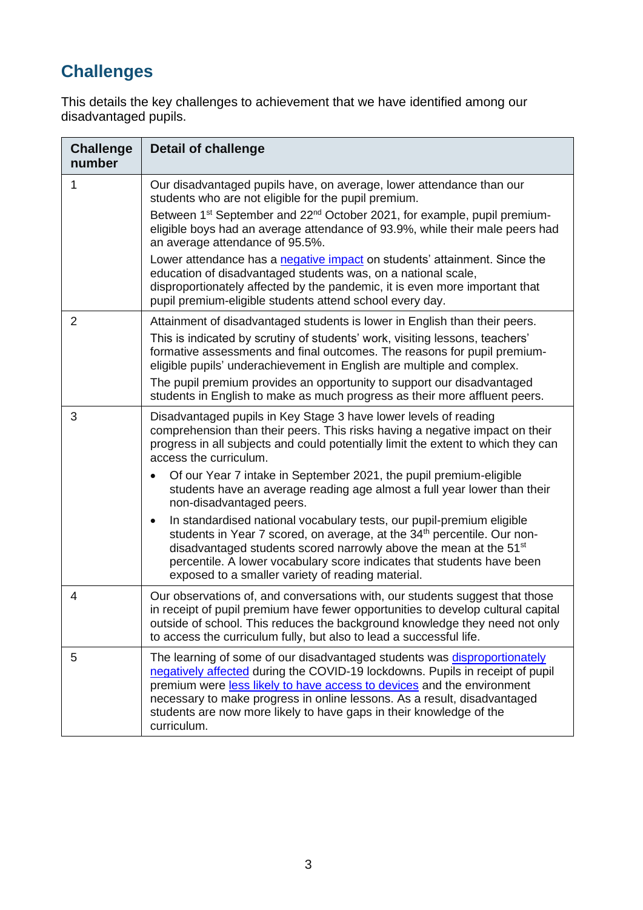## Challenges

This details the key challenges to achievement that we have identified among our disadvantaged pupils.

| Challenge number | Detail of challenge |
|---|---|
| 1 | Our disadvantaged pupils have, on average, lower attendance than our students who are not eligible for the pupil premium.<br>Between 1st September and 22nd October 2021, for example, pupil premium-eligible boys had an average attendance of 93.9%, while their male peers had an average attendance of 95.5%.<br>Lower attendance has a negative impact on students' attainment. Since the education of disadvantaged students was, on a national scale, disproportionately affected by the pandemic, it is even more important that pupil premium-eligible students attend school every day. |
| 2 | Attainment of disadvantaged students is lower in English than their peers.<br>This is indicated by scrutiny of students' work, visiting lessons, teachers' formative assessments and final outcomes. The reasons for pupil premium-eligible pupils' underachievement in English are multiple and complex.<br>The pupil premium provides an opportunity to support our disadvantaged students in English to make as much progress as their more affluent peers. |
| 3 | Disadvantaged pupils in Key Stage 3 have lower levels of reading comprehension than their peers. This risks having a negative impact on their progress in all subjects and could potentially limit the extent to which they can access the curriculum.<br>• Of our Year 7 intake in September 2021, the pupil premium-eligible students have an average reading age almost a full year lower than their non-disadvantaged peers.<br>• In standardised national vocabulary tests, our pupil-premium eligible students in Year 7 scored, on average, at the 34th percentile. Our non-disadvantaged students scored narrowly above the mean at the 51st percentile. A lower vocabulary score indicates that students have been exposed to a smaller variety of reading material. |
| 4 | Our observations of, and conversations with, our students suggest that those in receipt of pupil premium have fewer opportunities to develop cultural capital outside of school. This reduces the background knowledge they need not only to access the curriculum fully, but also to lead a successful life. |
| 5 | The learning of some of our disadvantaged students was disproportionately negatively affected during the COVID-19 lockdowns. Pupils in receipt of pupil premium were less likely to have access to devices and the environment necessary to make progress in online lessons. As a result, disadvantaged students are now more likely to have gaps in their knowledge of the curriculum. |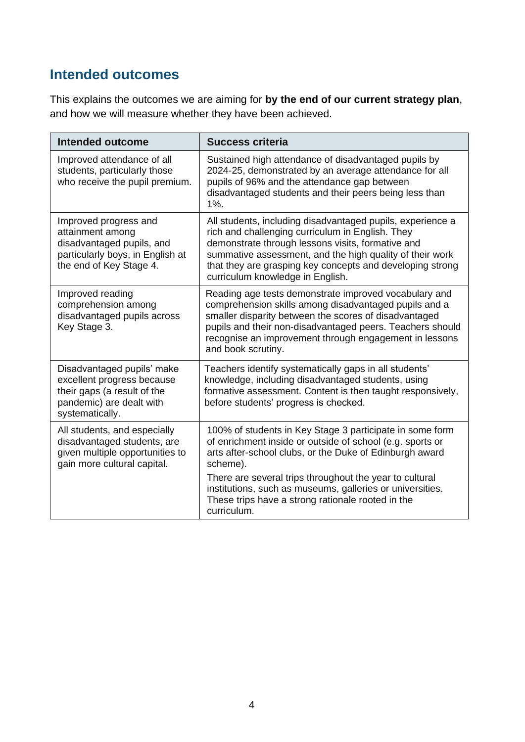## Intended outcomes

This explains the outcomes we are aiming for **by the end of our current strategy plan**, and how we will measure whether they have been achieved.

| Intended outcome | Success criteria |
| --- | --- |
| Improved attendance of all students, particularly those who receive the pupil premium. | Sustained high attendance of disadvantaged pupils by 2024-25, demonstrated by an average attendance for all pupils of 96% and the attendance gap between disadvantaged students and their peers being less than 1%. |
| Improved progress and attainment among disadvantaged pupils, and particularly boys, in English at the end of Key Stage 4. | All students, including disadvantaged pupils, experience a rich and challenging curriculum in English. They demonstrate through lessons visits, formative and summative assessment, and the high quality of their work that they are grasping key concepts and developing strong curriculum knowledge in English. |
| Improved reading comprehension among disadvantaged pupils across Key Stage 3. | Reading age tests demonstrate improved vocabulary and comprehension skills among disadvantaged pupils and a smaller disparity between the scores of disadvantaged pupils and their non-disadvantaged peers. Teachers should recognise an improvement through engagement in lessons and book scrutiny. |
| Disadvantaged pupils' make excellent progress because their gaps (a result of the pandemic) are dealt with systematically. | Teachers identify systematically gaps in all students' knowledge, including disadvantaged students, using formative assessment. Content is then taught responsively, before students' progress is checked. |
| All students, and especially disadvantaged students, are given multiple opportunities to gain more cultural capital. | 100% of students in Key Stage 3 participate in some form of enrichment inside or outside of school (e.g. sports or arts after-school clubs, or the Duke of Edinburgh award scheme).<br><br>There are several trips throughout the year to cultural institutions, such as museums, galleries or universities. These trips have a strong rationale rooted in the curriculum. |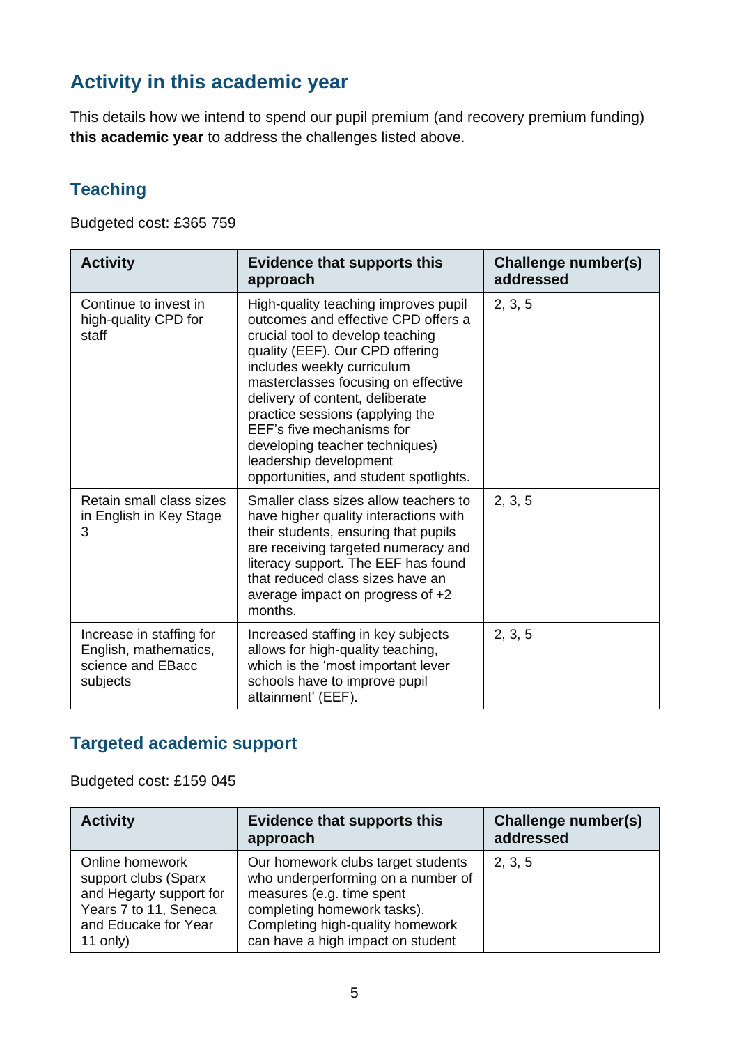## Activity in this academic year

This details how we intend to spend our pupil premium (and recovery premium funding) **this academic year** to address the challenges listed above.

### Teaching

Budgeted cost: £365 759

| Activity | Evidence that supports this approach | Challenge number(s) addressed |
|---|---|---|
| Continue to invest in high-quality CPD for staff | High-quality teaching improves pupil outcomes and effective CPD offers a crucial tool to develop teaching quality (EEF). Our CPD offering includes weekly curriculum masterclasses focusing on effective delivery of content, deliberate practice sessions (applying the EEF's five mechanisms for developing teacher techniques) leadership development opportunities, and student spotlights. | 2, 3, 5 |
| Retain small class sizes in English in Key Stage 3 | Smaller class sizes allow teachers to have higher quality interactions with their students, ensuring that pupils are receiving targeted numeracy and literacy support. The EEF has found that reduced class sizes have an average impact on progress of +2 months. | 2, 3, 5 |
| Increase in staffing for English, mathematics, science and EBacc subjects | Increased staffing in key subjects allows for high-quality teaching, which is the 'most important lever schools have to improve pupil attainment' (EEF). | 2, 3, 5 |

### Targeted academic support

Budgeted cost: £159 045

| Activity | Evidence that supports this approach | Challenge number(s) addressed |
|---|---|---|
| Online homework support clubs (Sparx and Hegarty support for Years 7 to 11, Seneca and Educake for Year 11 only) | Our homework clubs target students who underperforming on a number of measures (e.g. time spent completing homework tasks). Completing high-quality homework can have a high impact on student | 2, 3, 5 |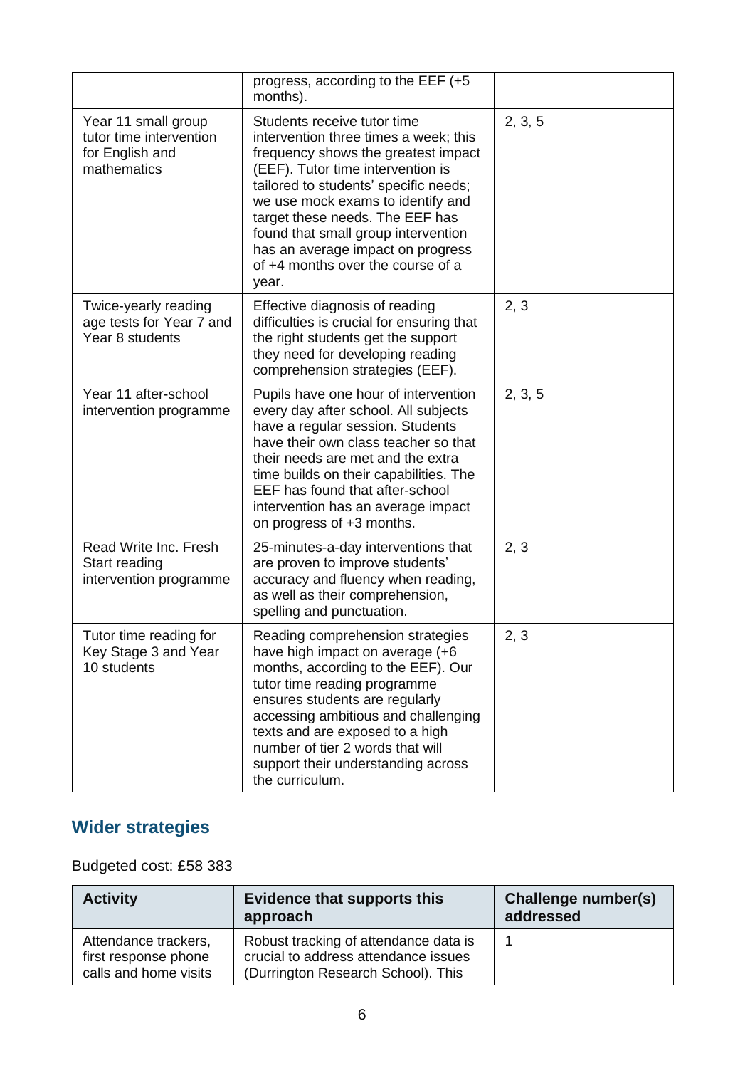|  | progress, according to the EEF (+5 months). |  |
|---|---|---|
| Year 11 small group tutor time intervention for English and mathematics | Students receive tutor time intervention three times a week; this frequency shows the greatest impact (EEF). Tutor time intervention is tailored to students' specific needs; we use mock exams to identify and target these needs. The EEF has found that small group intervention has an average impact on progress of +4 months over the course of a year. | 2, 3, 5 |
| Twice-yearly reading age tests for Year 7 and Year 8 students | Effective diagnosis of reading difficulties is crucial for ensuring that the right students get the support they need for developing reading comprehension strategies (EEF). | 2, 3 |
| Year 11 after-school intervention programme | Pupils have one hour of intervention every day after school. All subjects have a regular session. Students have their own class teacher so that their needs are met and the extra time builds on their capabilities. The EEF has found that after-school intervention has an average impact on progress of +3 months. | 2, 3, 5 |
| Read Write Inc. Fresh Start reading intervention programme | 25-minutes-a-day interventions that are proven to improve students' accuracy and fluency when reading, as well as their comprehension, spelling and punctuation. | 2, 3 |
| Tutor time reading for Key Stage 3 and Year 10 students | Reading comprehension strategies have high impact on average (+6 months, according to the EEF). Our tutor time reading programme ensures students are regularly accessing ambitious and challenging texts and are exposed to a high number of tier 2 words that will support their understanding across the curriculum. | 2, 3 |

## Wider strategies

Budgeted cost: £58 383

| Activity | Evidence that supports this approach | Challenge number(s) addressed |
|---|---|---|
| Attendance trackers, first response phone calls and home visits | Robust tracking of attendance data is crucial to address attendance issues (Durrington Research School). This | 1 |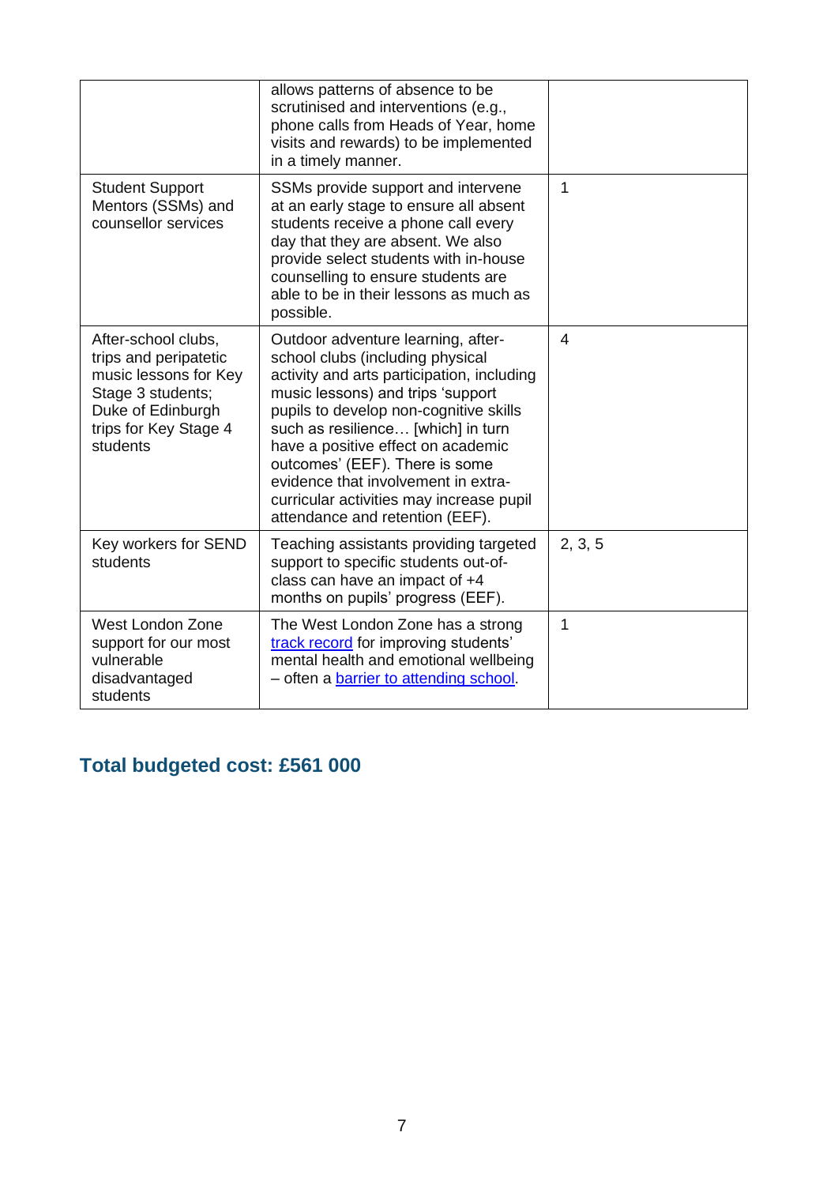| | | |
|---|---|---|
| | allows patterns of absence to be scrutinised and interventions (e.g., phone calls from Heads of Year, home visits and rewards) to be implemented in a timely manner. | |
| Student Support Mentors (SSMs) and counsellor services | SSMs provide support and intervene at an early stage to ensure all absent students receive a phone call every day that they are absent. We also provide select students with in-house counselling to ensure students are able to be in their lessons as much as possible. | 1 |
| After-school clubs, trips and peripatetic music lessons for Key Stage 3 students; Duke of Edinburgh trips for Key Stage 4 students | Outdoor adventure learning, after-school clubs (including physical activity and arts participation, including music lessons) and trips 'support pupils to develop non-cognitive skills such as resilience… [which] in turn have a positive effect on academic outcomes' (EEF). There is some evidence that involvement in extra-curricular activities may increase pupil attendance and retention (EEF). | 4 |
| Key workers for SEND students | Teaching assistants providing targeted support to specific students out-of-class can have an impact of +4 months on pupils' progress (EEF). | 2, 3, 5 |
| West London Zone support for our most vulnerable disadvantaged students | The West London Zone has a strong track record for improving students' mental health and emotional wellbeing – often a barrier to attending school. | 1 |

## Total budgeted cost: £561 000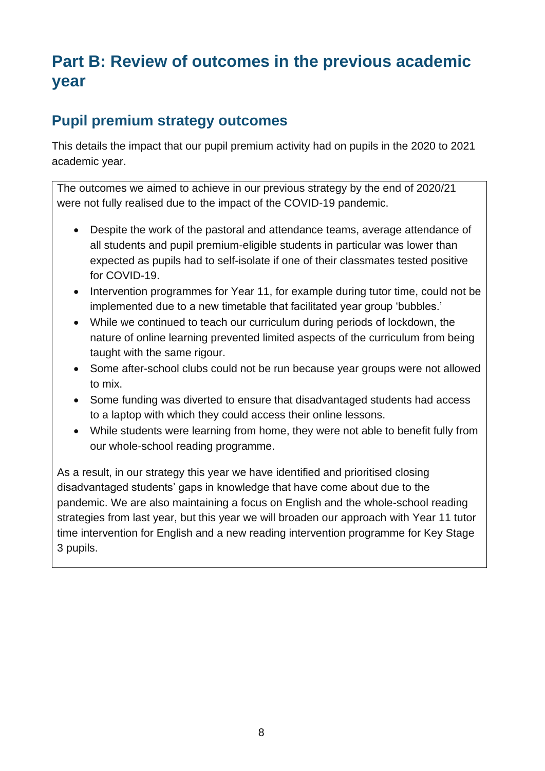# Part B: Review of outcomes in the previous academic year

## Pupil premium strategy outcomes

This details the impact that our pupil premium activity had on pupils in the 2020 to 2021 academic year.

The outcomes we aimed to achieve in our previous strategy by the end of 2020/21 were not fully realised due to the impact of the COVID-19 pandemic.

- Despite the work of the pastoral and attendance teams, average attendance of all students and pupil premium-eligible students in particular was lower than expected as pupils had to self-isolate if one of their classmates tested positive for COVID-19.
- Intervention programmes for Year 11, for example during tutor time, could not be implemented due to a new timetable that facilitated year group 'bubbles.'
- While we continued to teach our curriculum during periods of lockdown, the nature of online learning prevented limited aspects of the curriculum from being taught with the same rigour.
- Some after-school clubs could not be run because year groups were not allowed to mix.
- Some funding was diverted to ensure that disadvantaged students had access to a laptop with which they could access their online lessons.
- While students were learning from home, they were not able to benefit fully from our whole-school reading programme.

As a result, in our strategy this year we have identified and prioritised closing disadvantaged students' gaps in knowledge that have come about due to the pandemic. We are also maintaining a focus on English and the whole-school reading strategies from last year, but this year we will broaden our approach with Year 11 tutor time intervention for English and a new reading intervention programme for Key Stage 3 pupils.